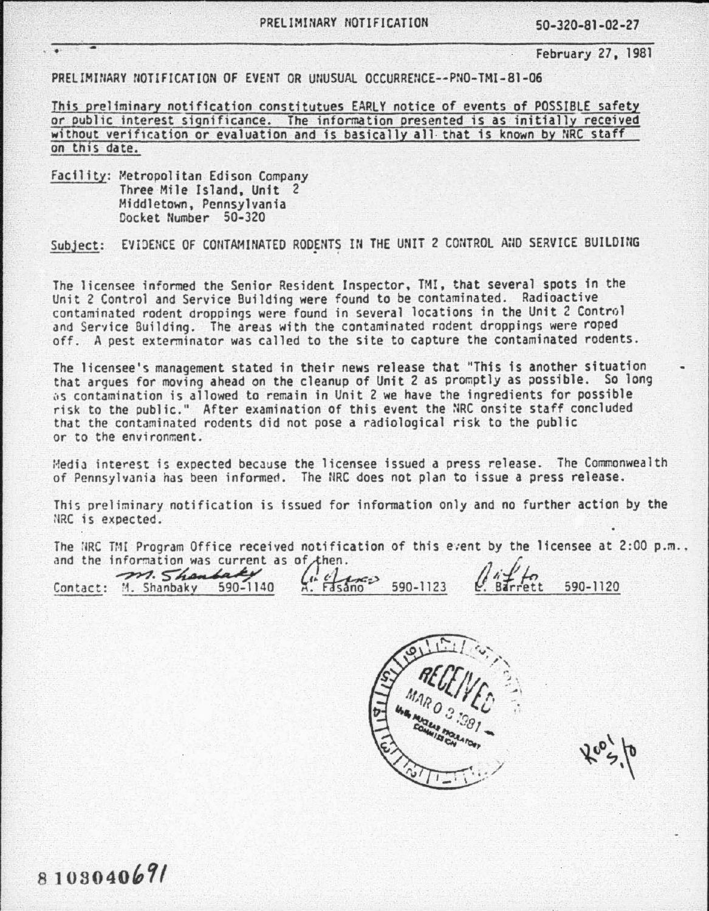PRELIMINARY NOTIFICATION 50-320-81-02-27

February 27, 1981

PRELIMINARY NOTIFICATION OF EVENT OR UNUSUAL OCCURRENCE--PNO-TMI-81-06

This preliminary notification constitutues EARLY notice of events of POSSIBLE safety or public interest significance. The information presented is as initially received without verification or evaluation and is basically all that is known by NRC staff on this date.

Facility: Metropolitan Edison Company
Three Mile Island, Unit 2
Middletown, Pennsylvania
Docket Number 50-320

Subject: EVIDENCE OF CONTAMINATED RODENTS IN THE UNIT 2 CONTROL AND SERVICE BUILDING

The licensee informed the Senior Resident Inspector, TMI, that several spots in the Unit 2 Control and Service Building were found to be contaminated. Radioactive contaminated rodent droppings were found in several locations in the Unit 2 Control and Service Building. The areas with the contaminated rodent droppings were roped off. A pest exterminator was called to the site to capture the contaminated rodents.

The licensee's management stated in their news release that "This is another situation that argues for moving ahead on the cleanup of Unit 2 as promptly as possible. So long as contamination is allowed to remain in Unit 2 we have the ingredients for possible risk to the public." After examination of this event the NRC onsite staff concluded that the contaminated rodents did not pose a radiological risk to the public or to the environment.

Media interest is expected because the licensee issued a press release. The Commonwealth of Pennsylvania has been informed. The NRC does not plan to issue a press release.

This preliminary notification is issued for information only and no further action by the NRC is expected.

The NRC TMI Program Office received notification of this event by the licensee at 2:00 p.m., and the information was current as of then.

Contact: M. Shanbaky 590-1140 A. Fasano 590-1123 L. Barrett 590-1120

RECEIVED MAR 03 1981 U.S. NUCLEAR REGULATORY COMMISSION

8103040691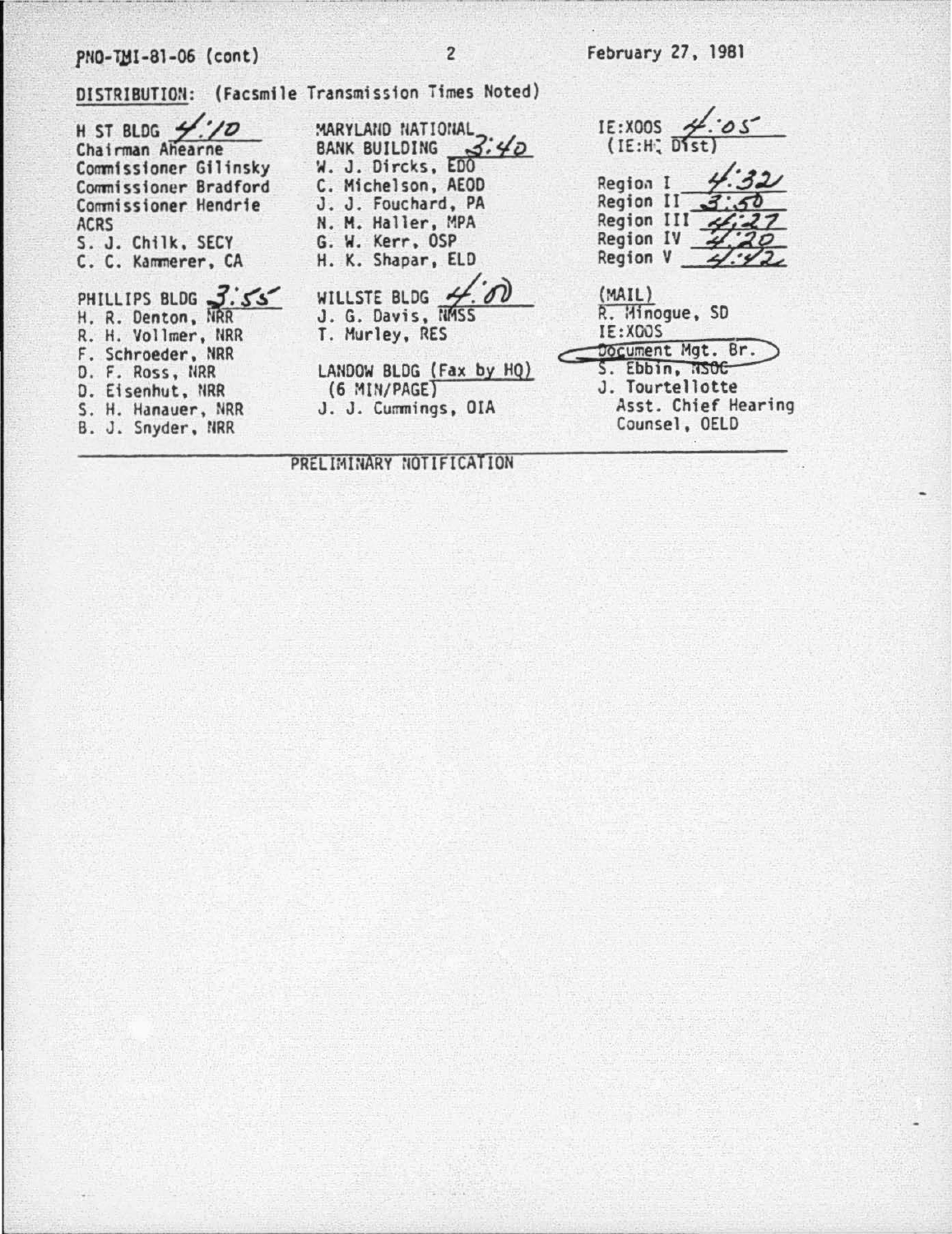PNO-TMI-81-06 (cont) February 27, 1981

DISTRIBUTION: (Facsmile Transmission Times Noted)

H ST BLDG 4:10
Chairman Ahearne
Commissioner Gilinsky
Commissioner Bradford
Commissioner Hendrie
ACRS
S. J. Chilk, SECY
C. C. Kammerer, CA

PHILLIPS BLDG 3:55
H. R. Denton, NRR
R. H. Vollmer, NRR
F. Schroeder, NRR
D. F. Ross, NRR
D. Eisenhut, NRR
S. H. Hanauer, NRR
B. J. Snyder, NRR

MARYLAND NATIONAL BANK BUILDING 3:40
W. J. Dircks, EDO
C. Michelson, AEOD
J. J. Fouchard, PA
N. M. Haller, MPA
G. W. Kerr, OSP
H. K. Shapar, ELD

WILLSTE BLDG 4:00
J. G. Davis, NMSS
T. Murley, RES

LANDOW BLDG (Fax by HQ)
(6 MIN/PAGE)
J. J. Cummings, OIA

IE:XOOS 4:05
(IE:HQ Dist)

Region I 4:32
Region II 3:50
Region III 4:27
Region IV 4:20
Region V 4:42

(MAIL)
R. Minogue, SD
IE:XOOS
Document Mgt. Br.
S. Ebbin, NSOC
J. Tourtellotte
Asst. Chief Hearing Counsel, OELD

PRELIMINARY NOTIFICATION